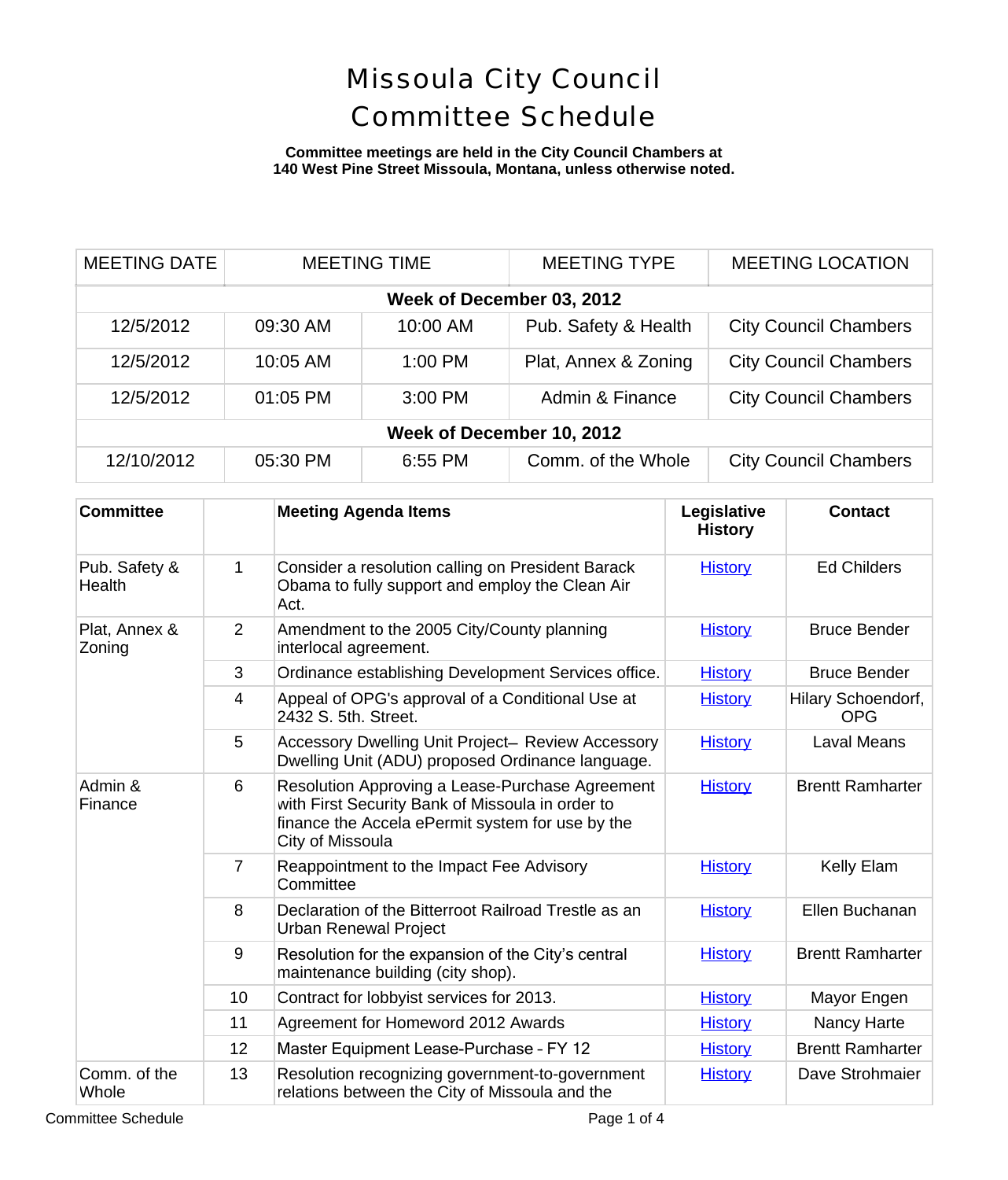# Missoula City Council Committee Schedule

**Committee meetings are held in the City Council Chambers at 140 West Pine Street Missoula, Montana, unless otherwise noted.**

| MEETING DATE | MEETING TIME | | MEETING TYPE | MEETING LOCATION |
|---|---|---|---|---|
| **Week of December 03, 2012** | | | | |
| 12/5/2012 | 09:30 AM | 10:00 AM | Pub. Safety & Health | City Council Chambers |
| 12/5/2012 | 10:05 AM | 1:00 PM | Plat, Annex & Zoning | City Council Chambers |
| 12/5/2012 | 01:05 PM | 3:00 PM | Admin & Finance | City Council Chambers |
| **Week of December 10, 2012** | | | | |
| 12/10/2012 | 05:30 PM | 6:55 PM | Comm. of the Whole | City Council Chambers |

| Committee | | Meeting Agenda Items | Legislative History | Contact |
|---|---|---|---|---|
| Pub. Safety & Health | 1 | Consider a resolution calling on President Barack Obama to fully support and employ the Clean Air Act. | History | Ed Childers |
| Plat, Annex & Zoning | 2 | Amendment to the 2005 City/County planning interlocal agreement. | History | Bruce Bender |
| | 3 | Ordinance establishing Development Services office. | History | Bruce Bender |
| | 4 | Appeal of OPG's approval of a Conditional Use at 2432 S. 5th. Street. | History | Hilary Schoendorf, OPG |
| | 5 | Accessory Dwelling Unit Project– Review Accessory Dwelling Unit (ADU) proposed Ordinance language. | History | Laval Means |
| Admin & Finance | 6 | Resolution Approving a Lease-Purchase Agreement with First Security Bank of Missoula in order to finance the Accela ePermit system for use by the City of Missoula | History | Brentt Ramharter |
| | 7 | Reappointment to the Impact Fee Advisory Committee | History | Kelly Elam |
| | 8 | Declaration of the Bitterroot Railroad Trestle as an Urban Renewal Project | History | Ellen Buchanan |
| | 9 | Resolution for the expansion of the City's central maintenance building (city shop). | History | Brentt Ramharter |
| | 10 | Contract for lobbyist services for 2013. | History | Mayor Engen |
| | 11 | Agreement for Homeword 2012 Awards | History | Nancy Harte |
| | 12 | Master Equipment Lease-Purchase - FY 12 | History | Brentt Ramharter |
| Comm. of the Whole | 13 | Resolution recognizing government-to-government relations between the City of Missoula and the | History | Dave Strohmaier |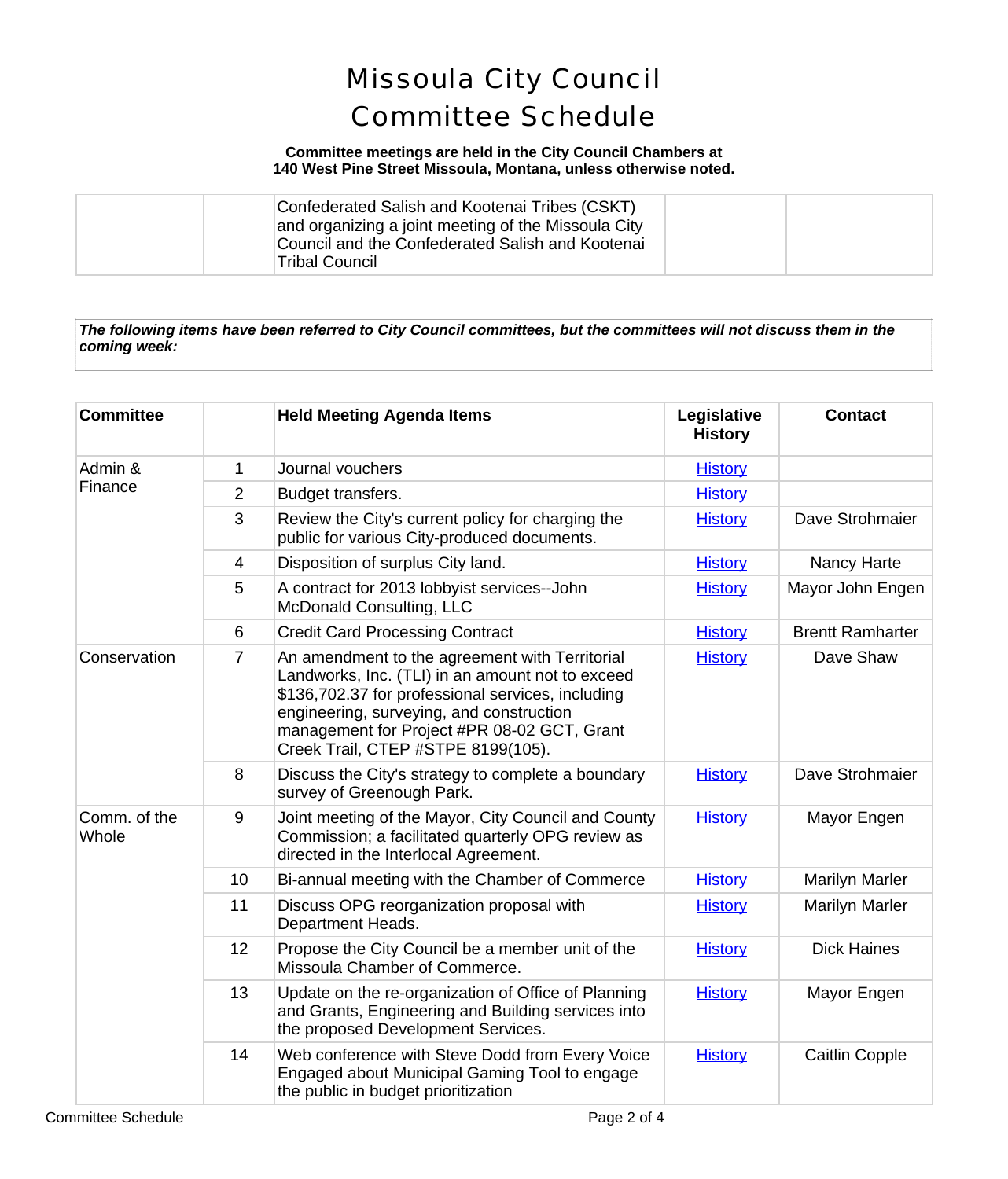# Missoula City Council Committee Schedule

**Committee meetings are held in the City Council Chambers at 140 West Pine Street Missoula, Montana, unless otherwise noted.**

| | | | | |
|---|---|---|---|---|
| | | Confederated Salish and Kootenai Tribes (CSKT) and organizing a joint meeting of the Missoula City Council and the Confederated Salish and Kootenai Tribal Council | | |

***The following items have been referred to City Council committees, but the committees will not discuss them in the coming week:***

| Committee | | Held Meeting Agenda Items | Legislative History | Contact |
|---|---|---|---|---|
| Admin & Finance | 1 | Journal vouchers | History | |
| | 2 | Budget transfers. | History | |
| | 3 | Review the City's current policy for charging the public for various City-produced documents. | History | Dave Strohmaier |
| | 4 | Disposition of surplus City land. | History | Nancy Harte |
| | 5 | A contract for 2013 lobbyist services--John McDonald Consulting, LLC | History | Mayor John Engen |
| | 6 | Credit Card Processing Contract | History | Brentt Ramharter |
| Conservation | 7 | An amendment to the agreement with Territorial Landworks, Inc. (TLI) in an amount not to exceed $136,702.37 for professional services, including engineering, surveying, and construction management for Project #PR 08-02 GCT, Grant Creek Trail, CTEP #STPE 8199(105). | History | Dave Shaw |
| | 8 | Discuss the City's strategy to complete a boundary survey of Greenough Park. | History | Dave Strohmaier |
| Comm. of the Whole | 9 | Joint meeting of the Mayor, City Council and County Commission; a facilitated quarterly OPG review as directed in the Interlocal Agreement. | History | Mayor Engen |
| | 10 | Bi-annual meeting with the Chamber of Commerce | History | Marilyn Marler |
| | 11 | Discuss OPG reorganization proposal with Department Heads. | History | Marilyn Marler |
| | 12 | Propose the City Council be a member unit of the Missoula Chamber of Commerce. | History | Dick Haines |
| | 13 | Update on the re-organization of Office of Planning and Grants, Engineering and Building services into the proposed Development Services. | History | Mayor Engen |
| | 14 | Web conference with Steve Dodd from Every Voice Engaged about Municipal Gaming Tool to engage the public in budget prioritization | History | Caitlin Copple |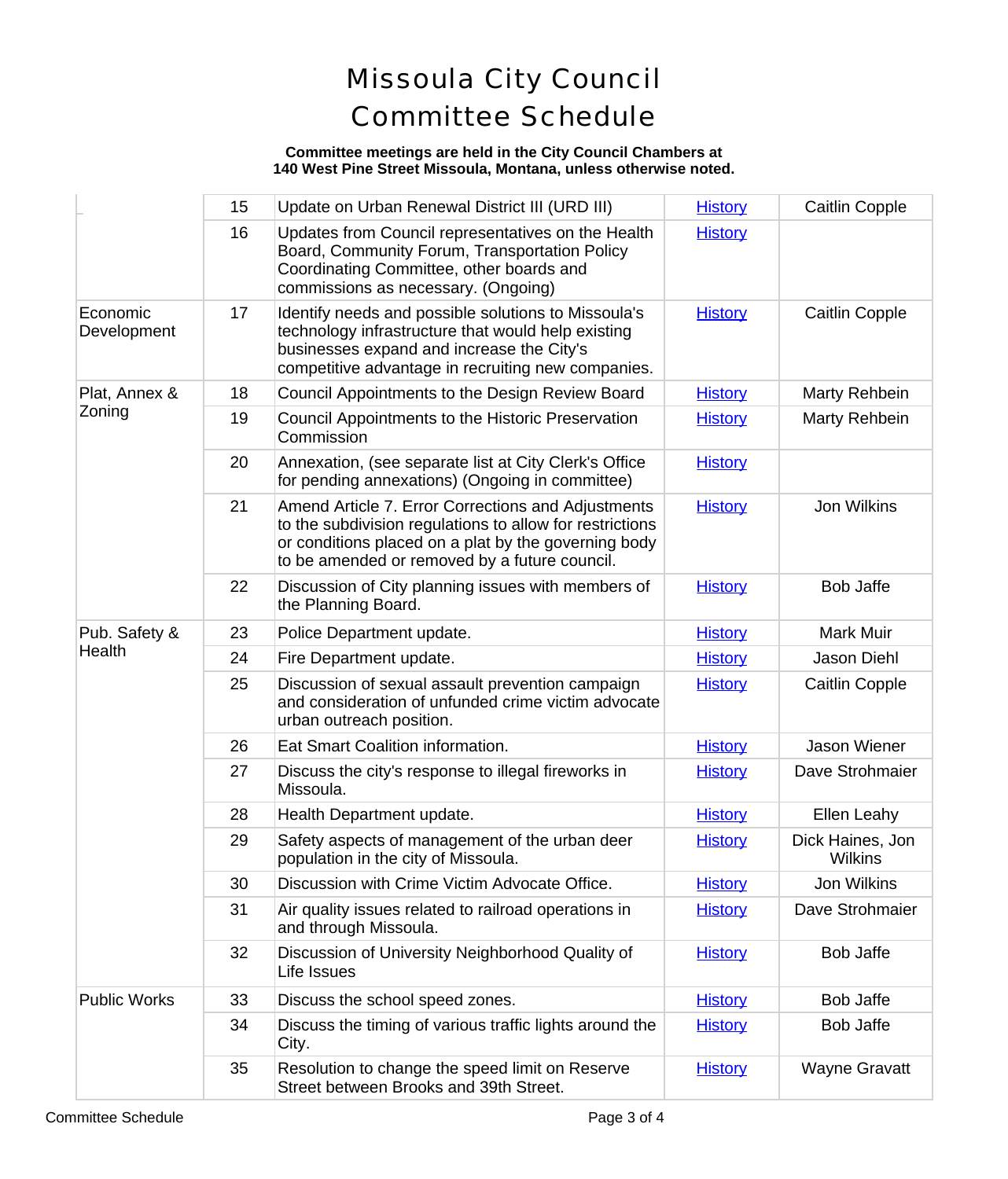# Missoula City Council Committee Schedule

**Committee meetings are held in the City Council Chambers at 140 West Pine Street Missoula, Montana, unless otherwise noted.**

| | | | | |
|---|---|---|---|---|
| | 15 | Update on Urban Renewal District III (URD III) | History | Caitlin Copple |
| | 16 | Updates from Council representatives on the Health Board, Community Forum, Transportation Policy Coordinating Committee, other boards and commissions as necessary. (Ongoing) | History | |
| Economic Development | 17 | Identify needs and possible solutions to Missoula's technology infrastructure that would help existing businesses expand and increase the City's competitive advantage in recruiting new companies. | History | Caitlin Copple |
| Plat, Annex & Zoning | 18 | Council Appointments to the Design Review Board | History | Marty Rehbein |
| | 19 | Council Appointments to the Historic Preservation Commission | History | Marty Rehbein |
| | 20 | Annexation, (see separate list at City Clerk's Office for pending annexations) (Ongoing in committee) | History | |
| | 21 | Amend Article 7. Error Corrections and Adjustments to the subdivision regulations to allow for restrictions or conditions placed on a plat by the governing body to be amended or removed by a future council. | History | Jon Wilkins |
| | 22 | Discussion of City planning issues with members of the Planning Board. | History | Bob Jaffe |
| Pub. Safety & Health | 23 | Police Department update. | History | Mark Muir |
| | 24 | Fire Department update. | History | Jason Diehl |
| | 25 | Discussion of sexual assault prevention campaign and consideration of unfunded crime victim advocate urban outreach position. | History | Caitlin Copple |
| | 26 | Eat Smart Coalition information. | History | Jason Wiener |
| | 27 | Discuss the city's response to illegal fireworks in Missoula. | History | Dave Strohmaier |
| | 28 | Health Department update. | History | Ellen Leahy |
| | 29 | Safety aspects of management of the urban deer population in the city of Missoula. | History | Dick Haines, Jon Wilkins |
| | 30 | Discussion with Crime Victim Advocate Office. | History | Jon Wilkins |
| | 31 | Air quality issues related to railroad operations in and through Missoula. | History | Dave Strohmaier |
| | 32 | Discussion of University Neighborhood Quality of Life Issues | History | Bob Jaffe |
| Public Works | 33 | Discuss the school speed zones. | History | Bob Jaffe |
| | 34 | Discuss the timing of various traffic lights around the City. | History | Bob Jaffe |
| | 35 | Resolution to change the speed limit on Reserve Street between Brooks and 39th Street. | History | Wayne Gravatt |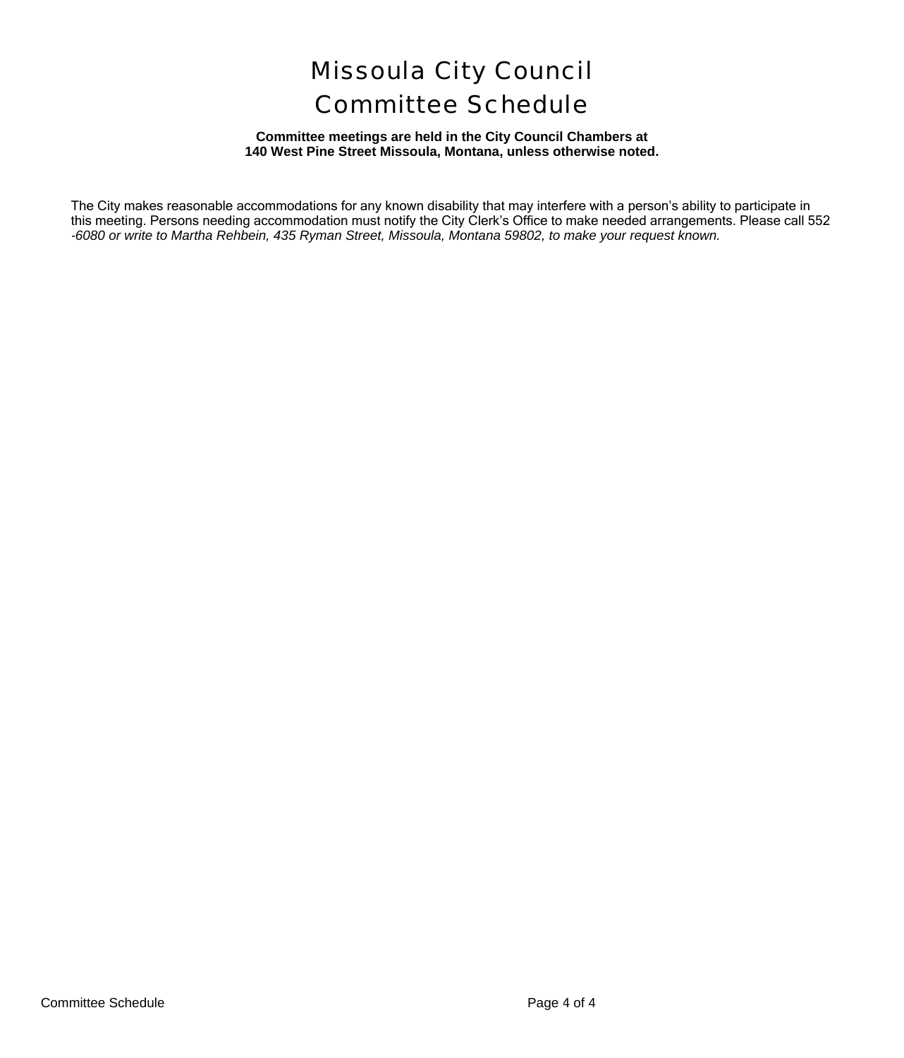# Missoula City Council
# Committee Schedule

**Committee meetings are held in the City Council Chambers at 140 West Pine Street Missoula, Montana, unless otherwise noted.**

The City makes reasonable accommodations for any known disability that may interfere with a person's ability to participate in this meeting. Persons needing accommodation must notify the City Clerk's Office to make needed arrangements. Please call 552 *-6080 or write to Martha Rehbein, 435 Ryman Street, Missoula, Montana 59802, to make your request known.*